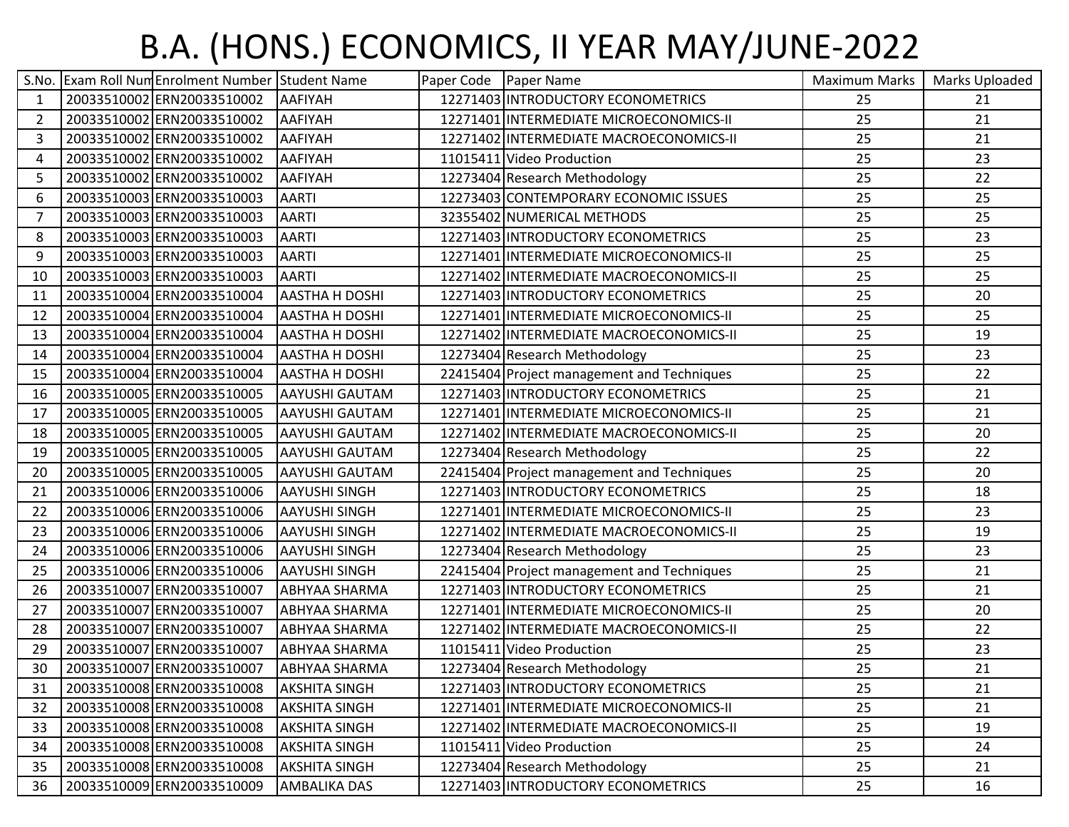# B.A. (HONS.) ECONOMICS, II YEAR MAY/JUNE-2022

| S.No. | Exam Roll Num | Enrolment Number | Student Name | Paper Code | Paper Name | Maximum Marks | Marks Uploaded |
|---|---|---|---|---|---|---|---|
| 1 | 20033510002 | ERN20033510002 | AAFIYAH | 12271403 | INTRODUCTORY ECONOMETRICS | 25 | 21 |
| 2 | 20033510002 | ERN20033510002 | AAFIYAH | 12271401 | INTERMEDIATE MICROECONOMICS-II | 25 | 21 |
| 3 | 20033510002 | ERN20033510002 | AAFIYAH | 12271402 | INTERMEDIATE MACROECONOMICS-II | 25 | 21 |
| 4 | 20033510002 | ERN20033510002 | AAFIYAH | 11015411 | Video Production | 25 | 23 |
| 5 | 20033510002 | ERN20033510002 | AAFIYAH | 12273404 | Research Methodology | 25 | 22 |
| 6 | 20033510003 | ERN20033510003 | AARTI | 12273403 | CONTEMPORARY ECONOMIC ISSUES | 25 | 25 |
| 7 | 20033510003 | ERN20033510003 | AARTI | 32355402 | NUMERICAL METHODS | 25 | 25 |
| 8 | 20033510003 | ERN20033510003 | AARTI | 12271403 | INTRODUCTORY ECONOMETRICS | 25 | 23 |
| 9 | 20033510003 | ERN20033510003 | AARTI | 12271401 | INTERMEDIATE MICROECONOMICS-II | 25 | 25 |
| 10 | 20033510003 | ERN20033510003 | AARTI | 12271402 | INTERMEDIATE MACROECONOMICS-II | 25 | 25 |
| 11 | 20033510004 | ERN20033510004 | AASTHA H DOSHI | 12271403 | INTRODUCTORY ECONOMETRICS | 25 | 20 |
| 12 | 20033510004 | ERN20033510004 | AASTHA H DOSHI | 12271401 | INTERMEDIATE MICROECONOMICS-II | 25 | 25 |
| 13 | 20033510004 | ERN20033510004 | AASTHA H DOSHI | 12271402 | INTERMEDIATE MACROECONOMICS-II | 25 | 19 |
| 14 | 20033510004 | ERN20033510004 | AASTHA H DOSHI | 12273404 | Research Methodology | 25 | 23 |
| 15 | 20033510004 | ERN20033510004 | AASTHA H DOSHI | 22415404 | Project management and Techniques | 25 | 22 |
| 16 | 20033510005 | ERN20033510005 | AAYUSHI GAUTAM | 12271403 | INTRODUCTORY ECONOMETRICS | 25 | 21 |
| 17 | 20033510005 | ERN20033510005 | AAYUSHI GAUTAM | 12271401 | INTERMEDIATE MICROECONOMICS-II | 25 | 21 |
| 18 | 20033510005 | ERN20033510005 | AAYUSHI GAUTAM | 12271402 | INTERMEDIATE MACROECONOMICS-II | 25 | 20 |
| 19 | 20033510005 | ERN20033510005 | AAYUSHI GAUTAM | 12273404 | Research Methodology | 25 | 22 |
| 20 | 20033510005 | ERN20033510005 | AAYUSHI GAUTAM | 22415404 | Project management and Techniques | 25 | 20 |
| 21 | 20033510006 | ERN20033510006 | AAYUSHI SINGH | 12271403 | INTRODUCTORY ECONOMETRICS | 25 | 18 |
| 22 | 20033510006 | ERN20033510006 | AAYUSHI SINGH | 12271401 | INTERMEDIATE MICROECONOMICS-II | 25 | 23 |
| 23 | 20033510006 | ERN20033510006 | AAYUSHI SINGH | 12271402 | INTERMEDIATE MACROECONOMICS-II | 25 | 19 |
| 24 | 20033510006 | ERN20033510006 | AAYUSHI SINGH | 12273404 | Research Methodology | 25 | 23 |
| 25 | 20033510006 | ERN20033510006 | AAYUSHI SINGH | 22415404 | Project management and Techniques | 25 | 21 |
| 26 | 20033510007 | ERN20033510007 | ABHYAA SHARMA | 12271403 | INTRODUCTORY ECONOMETRICS | 25 | 21 |
| 27 | 20033510007 | ERN20033510007 | ABHYAA SHARMA | 12271401 | INTERMEDIATE MICROECONOMICS-II | 25 | 20 |
| 28 | 20033510007 | ERN20033510007 | ABHYAA SHARMA | 12271402 | INTERMEDIATE MACROECONOMICS-II | 25 | 22 |
| 29 | 20033510007 | ERN20033510007 | ABHYAA SHARMA | 11015411 | Video Production | 25 | 23 |
| 30 | 20033510007 | ERN20033510007 | ABHYAA SHARMA | 12273404 | Research Methodology | 25 | 21 |
| 31 | 20033510008 | ERN20033510008 | AKSHITA SINGH | 12271403 | INTRODUCTORY ECONOMETRICS | 25 | 21 |
| 32 | 20033510008 | ERN20033510008 | AKSHITA SINGH | 12271401 | INTERMEDIATE MICROECONOMICS-II | 25 | 21 |
| 33 | 20033510008 | ERN20033510008 | AKSHITA SINGH | 12271402 | INTERMEDIATE MACROECONOMICS-II | 25 | 19 |
| 34 | 20033510008 | ERN20033510008 | AKSHITA SINGH | 11015411 | Video Production | 25 | 24 |
| 35 | 20033510008 | ERN20033510008 | AKSHITA SINGH | 12273404 | Research Methodology | 25 | 21 |
| 36 | 20033510009 | ERN20033510009 | AMBALIKA DAS | 12271403 | INTRODUCTORY ECONOMETRICS | 25 | 16 |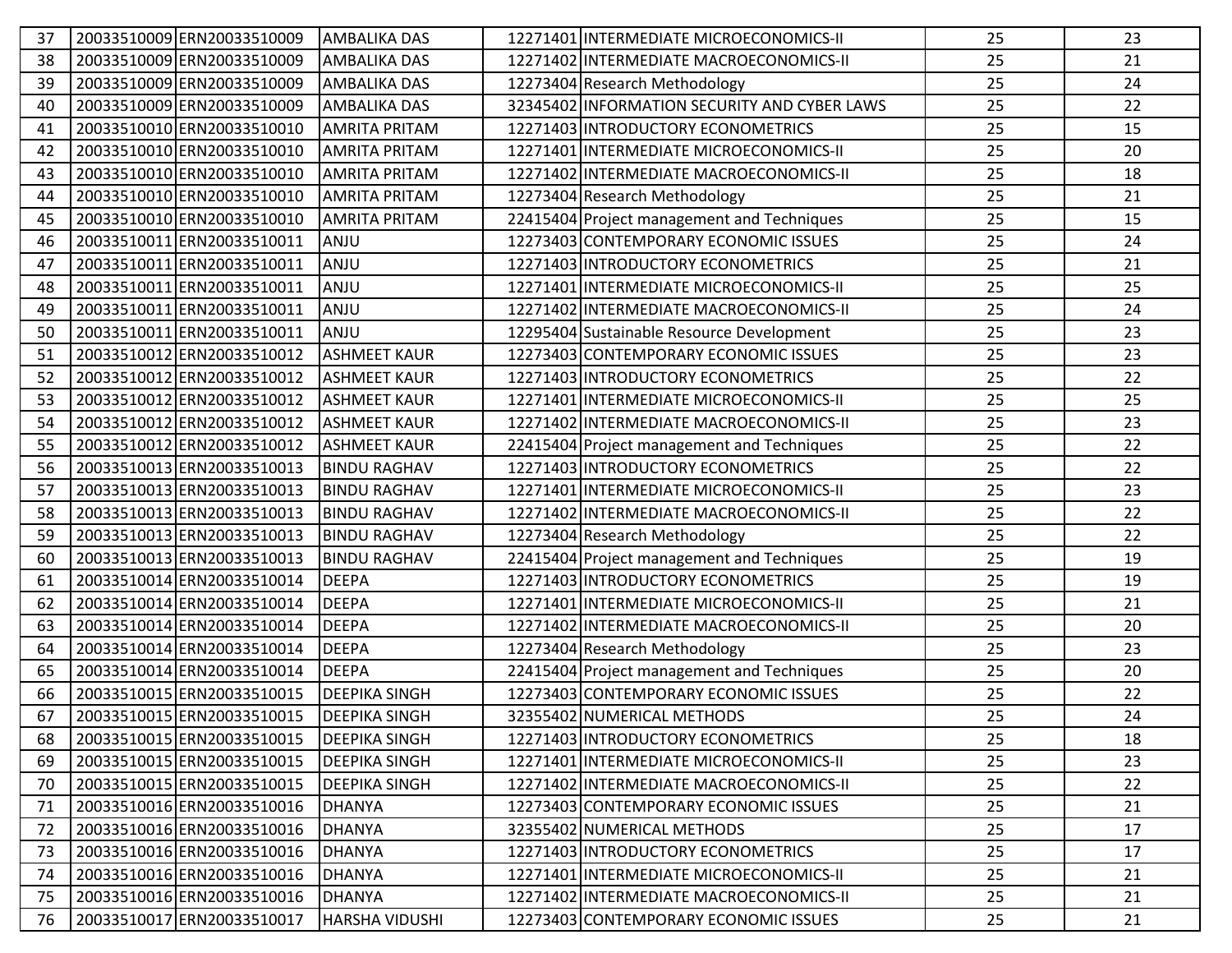| | | | | | | | |
|---|---|---|---|---|---|---|---|
| 37 | 20033510009 | ERN20033510009 | AMBALIKA DAS | 12271401 | INTERMEDIATE MICROECONOMICS-II | 25 | 23 |
| 38 | 20033510009 | ERN20033510009 | AMBALIKA DAS | 12271402 | INTERMEDIATE MACROECONOMICS-II | 25 | 21 |
| 39 | 20033510009 | ERN20033510009 | AMBALIKA DAS | 12273404 | Research Methodology | 25 | 24 |
| 40 | 20033510009 | ERN20033510009 | AMBALIKA DAS | 32345402 | INFORMATION SECURITY AND CYBER LAWS | 25 | 22 |
| 41 | 20033510010 | ERN20033510010 | AMRITA PRITAM | 12271403 | INTRODUCTORY ECONOMETRICS | 25 | 15 |
| 42 | 20033510010 | ERN20033510010 | AMRITA PRITAM | 12271401 | INTERMEDIATE MICROECONOMICS-II | 25 | 20 |
| 43 | 20033510010 | ERN20033510010 | AMRITA PRITAM | 12271402 | INTERMEDIATE MACROECONOMICS-II | 25 | 18 |
| 44 | 20033510010 | ERN20033510010 | AMRITA PRITAM | 12273404 | Research Methodology | 25 | 21 |
| 45 | 20033510010 | ERN20033510010 | AMRITA PRITAM | 22415404 | Project management and Techniques | 25 | 15 |
| 46 | 20033510011 | ERN20033510011 | ANJU | 12273403 | CONTEMPORARY ECONOMIC ISSUES | 25 | 24 |
| 47 | 20033510011 | ERN20033510011 | ANJU | 12271403 | INTRODUCTORY ECONOMETRICS | 25 | 21 |
| 48 | 20033510011 | ERN20033510011 | ANJU | 12271401 | INTERMEDIATE MICROECONOMICS-II | 25 | 25 |
| 49 | 20033510011 | ERN20033510011 | ANJU | 12271402 | INTERMEDIATE MACROECONOMICS-II | 25 | 24 |
| 50 | 20033510011 | ERN20033510011 | ANJU | 12295404 | Sustainable Resource Development | 25 | 23 |
| 51 | 20033510012 | ERN20033510012 | ASHMEET KAUR | 12273403 | CONTEMPORARY ECONOMIC ISSUES | 25 | 23 |
| 52 | 20033510012 | ERN20033510012 | ASHMEET KAUR | 12271403 | INTRODUCTORY ECONOMETRICS | 25 | 22 |
| 53 | 20033510012 | ERN20033510012 | ASHMEET KAUR | 12271401 | INTERMEDIATE MICROECONOMICS-II | 25 | 25 |
| 54 | 20033510012 | ERN20033510012 | ASHMEET KAUR | 12271402 | INTERMEDIATE MACROECONOMICS-II | 25 | 23 |
| 55 | 20033510012 | ERN20033510012 | ASHMEET KAUR | 22415404 | Project management and Techniques | 25 | 22 |
| 56 | 20033510013 | ERN20033510013 | BINDU RAGHAV | 12271403 | INTRODUCTORY ECONOMETRICS | 25 | 22 |
| 57 | 20033510013 | ERN20033510013 | BINDU RAGHAV | 12271401 | INTERMEDIATE MICROECONOMICS-II | 25 | 23 |
| 58 | 20033510013 | ERN20033510013 | BINDU RAGHAV | 12271402 | INTERMEDIATE MACROECONOMICS-II | 25 | 22 |
| 59 | 20033510013 | ERN20033510013 | BINDU RAGHAV | 12273404 | Research Methodology | 25 | 22 |
| 60 | 20033510013 | ERN20033510013 | BINDU RAGHAV | 22415404 | Project management and Techniques | 25 | 19 |
| 61 | 20033510014 | ERN20033510014 | DEEPA | 12271403 | INTRODUCTORY ECONOMETRICS | 25 | 19 |
| 62 | 20033510014 | ERN20033510014 | DEEPA | 12271401 | INTERMEDIATE MICROECONOMICS-II | 25 | 21 |
| 63 | 20033510014 | ERN20033510014 | DEEPA | 12271402 | INTERMEDIATE MACROECONOMICS-II | 25 | 20 |
| 64 | 20033510014 | ERN20033510014 | DEEPA | 12273404 | Research Methodology | 25 | 23 |
| 65 | 20033510014 | ERN20033510014 | DEEPA | 22415404 | Project management and Techniques | 25 | 20 |
| 66 | 20033510015 | ERN20033510015 | DEEPIKA SINGH | 12273403 | CONTEMPORARY ECONOMIC ISSUES | 25 | 22 |
| 67 | 20033510015 | ERN20033510015 | DEEPIKA SINGH | 32355402 | NUMERICAL METHODS | 25 | 24 |
| 68 | 20033510015 | ERN20033510015 | DEEPIKA SINGH | 12271403 | INTRODUCTORY ECONOMETRICS | 25 | 18 |
| 69 | 20033510015 | ERN20033510015 | DEEPIKA SINGH | 12271401 | INTERMEDIATE MICROECONOMICS-II | 25 | 23 |
| 70 | 20033510015 | ERN20033510015 | DEEPIKA SINGH | 12271402 | INTERMEDIATE MACROECONOMICS-II | 25 | 22 |
| 71 | 20033510016 | ERN20033510016 | DHANYA | 12273403 | CONTEMPORARY ECONOMIC ISSUES | 25 | 21 |
| 72 | 20033510016 | ERN20033510016 | DHANYA | 32355402 | NUMERICAL METHODS | 25 | 17 |
| 73 | 20033510016 | ERN20033510016 | DHANYA | 12271403 | INTRODUCTORY ECONOMETRICS | 25 | 17 |
| 74 | 20033510016 | ERN20033510016 | DHANYA | 12271401 | INTERMEDIATE MICROECONOMICS-II | 25 | 21 |
| 75 | 20033510016 | ERN20033510016 | DHANYA | 12271402 | INTERMEDIATE MACROECONOMICS-II | 25 | 21 |
| 76 | 20033510017 | ERN20033510017 | HARSHA VIDUSHI | 12273403 | CONTEMPORARY ECONOMIC ISSUES | 25 | 21 |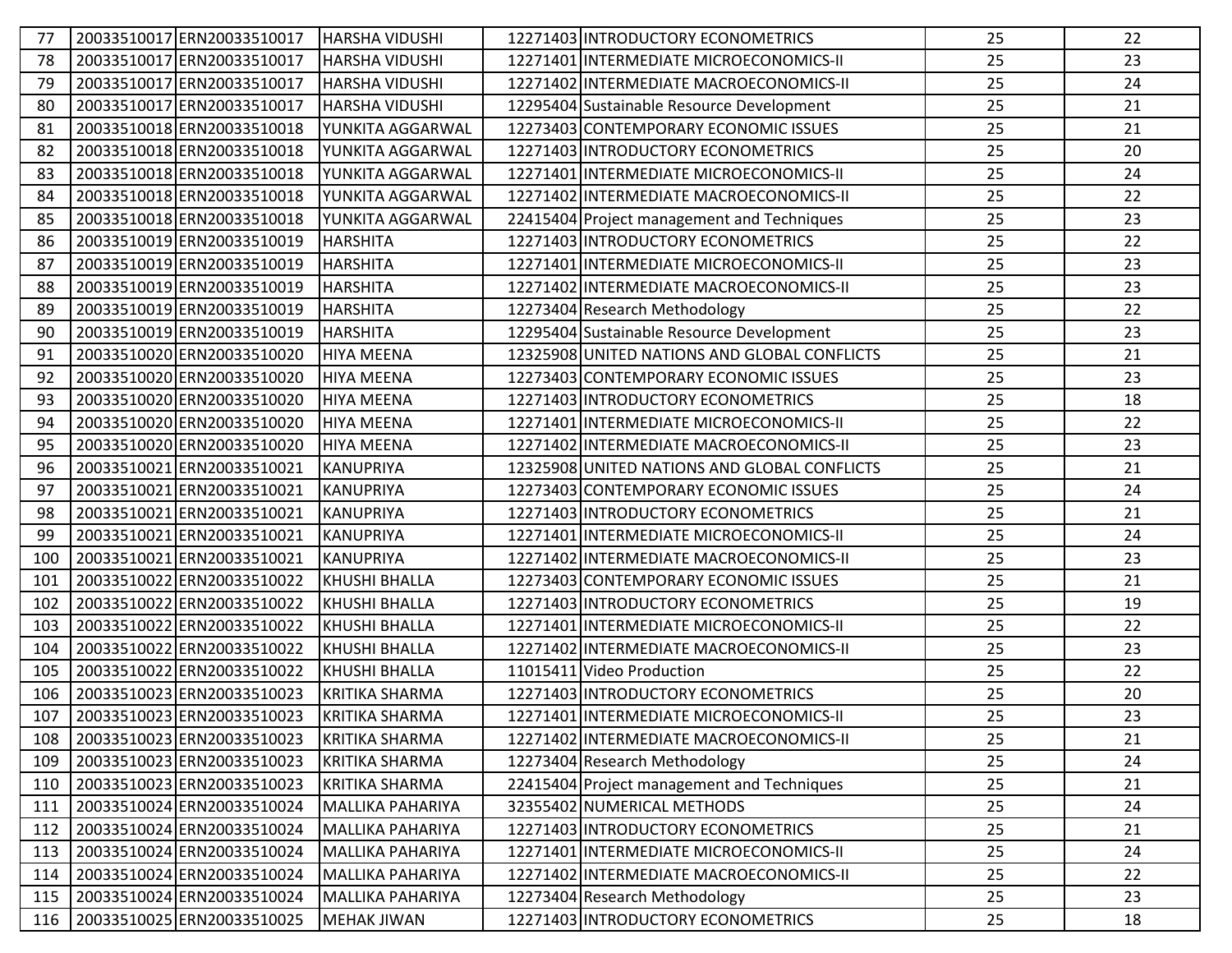| 77 | 20033510017 | ERN20033510017 | HARSHA VIDUSHI | 12271403 | INTRODUCTORY ECONOMETRICS | 25 | 22 |
|---|---|---|---|---|---|---|---|
| 78 | 20033510017 | ERN20033510017 | HARSHA VIDUSHI | 12271401 | INTERMEDIATE MICROECONOMICS-II | 25 | 23 |
| 79 | 20033510017 | ERN20033510017 | HARSHA VIDUSHI | 12271402 | INTERMEDIATE MACROECONOMICS-II | 25 | 24 |
| 80 | 20033510017 | ERN20033510017 | HARSHA VIDUSHI | 12295404 | Sustainable Resource Development | 25 | 21 |
| 81 | 20033510018 | ERN20033510018 | YUNKITA AGGARWAL | 12273403 | CONTEMPORARY ECONOMIC ISSUES | 25 | 21 |
| 82 | 20033510018 | ERN20033510018 | YUNKITA AGGARWAL | 12271403 | INTRODUCTORY ECONOMETRICS | 25 | 20 |
| 83 | 20033510018 | ERN20033510018 | YUNKITA AGGARWAL | 12271401 | INTERMEDIATE MICROECONOMICS-II | 25 | 24 |
| 84 | 20033510018 | ERN20033510018 | YUNKITA AGGARWAL | 12271402 | INTERMEDIATE MACROECONOMICS-II | 25 | 22 |
| 85 | 20033510018 | ERN20033510018 | YUNKITA AGGARWAL | 22415404 | Project management and Techniques | 25 | 23 |
| 86 | 20033510019 | ERN20033510019 | HARSHITA | 12271403 | INTRODUCTORY ECONOMETRICS | 25 | 22 |
| 87 | 20033510019 | ERN20033510019 | HARSHITA | 12271401 | INTERMEDIATE MICROECONOMICS-II | 25 | 23 |
| 88 | 20033510019 | ERN20033510019 | HARSHITA | 12271402 | INTERMEDIATE MACROECONOMICS-II | 25 | 23 |
| 89 | 20033510019 | ERN20033510019 | HARSHITA | 12273404 | Research Methodology | 25 | 22 |
| 90 | 20033510019 | ERN20033510019 | HARSHITA | 12295404 | Sustainable Resource Development | 25 | 23 |
| 91 | 20033510020 | ERN20033510020 | HIYA MEENA | 12325908 | UNITED NATIONS AND GLOBAL CONFLICTS | 25 | 21 |
| 92 | 20033510020 | ERN20033510020 | HIYA MEENA | 12273403 | CONTEMPORARY ECONOMIC ISSUES | 25 | 23 |
| 93 | 20033510020 | ERN20033510020 | HIYA MEENA | 12271403 | INTRODUCTORY ECONOMETRICS | 25 | 18 |
| 94 | 20033510020 | ERN20033510020 | HIYA MEENA | 12271401 | INTERMEDIATE MICROECONOMICS-II | 25 | 22 |
| 95 | 20033510020 | ERN20033510020 | HIYA MEENA | 12271402 | INTERMEDIATE MACROECONOMICS-II | 25 | 23 |
| 96 | 20033510021 | ERN20033510021 | KANUPRIYA | 12325908 | UNITED NATIONS AND GLOBAL CONFLICTS | 25 | 21 |
| 97 | 20033510021 | ERN20033510021 | KANUPRIYA | 12273403 | CONTEMPORARY ECONOMIC ISSUES | 25 | 24 |
| 98 | 20033510021 | ERN20033510021 | KANUPRIYA | 12271403 | INTRODUCTORY ECONOMETRICS | 25 | 21 |
| 99 | 20033510021 | ERN20033510021 | KANUPRIYA | 12271401 | INTERMEDIATE MICROECONOMICS-II | 25 | 24 |
| 100 | 20033510021 | ERN20033510021 | KANUPRIYA | 12271402 | INTERMEDIATE MACROECONOMICS-II | 25 | 23 |
| 101 | 20033510022 | ERN20033510022 | KHUSHI BHALLA | 12273403 | CONTEMPORARY ECONOMIC ISSUES | 25 | 21 |
| 102 | 20033510022 | ERN20033510022 | KHUSHI BHALLA | 12271403 | INTRODUCTORY ECONOMETRICS | 25 | 19 |
| 103 | 20033510022 | ERN20033510022 | KHUSHI BHALLA | 12271401 | INTERMEDIATE MICROECONOMICS-II | 25 | 22 |
| 104 | 20033510022 | ERN20033510022 | KHUSHI BHALLA | 12271402 | INTERMEDIATE MACROECONOMICS-II | 25 | 23 |
| 105 | 20033510022 | ERN20033510022 | KHUSHI BHALLA | 11015411 | Video Production | 25 | 22 |
| 106 | 20033510023 | ERN20033510023 | KRITIKA SHARMA | 12271403 | INTRODUCTORY ECONOMETRICS | 25 | 20 |
| 107 | 20033510023 | ERN20033510023 | KRITIKA SHARMA | 12271401 | INTERMEDIATE MICROECONOMICS-II | 25 | 23 |
| 108 | 20033510023 | ERN20033510023 | KRITIKA SHARMA | 12271402 | INTERMEDIATE MACROECONOMICS-II | 25 | 21 |
| 109 | 20033510023 | ERN20033510023 | KRITIKA SHARMA | 12273404 | Research Methodology | 25 | 24 |
| 110 | 20033510023 | ERN20033510023 | KRITIKA SHARMA | 22415404 | Project management and Techniques | 25 | 21 |
| 111 | 20033510024 | ERN20033510024 | MALLIKA PAHARIYA | 32355402 | NUMERICAL METHODS | 25 | 24 |
| 112 | 20033510024 | ERN20033510024 | MALLIKA PAHARIYA | 12271403 | INTRODUCTORY ECONOMETRICS | 25 | 21 |
| 113 | 20033510024 | ERN20033510024 | MALLIKA PAHARIYA | 12271401 | INTERMEDIATE MICROECONOMICS-II | 25 | 24 |
| 114 | 20033510024 | ERN20033510024 | MALLIKA PAHARIYA | 12271402 | INTERMEDIATE MACROECONOMICS-II | 25 | 22 |
| 115 | 20033510024 | ERN20033510024 | MALLIKA PAHARIYA | 12273404 | Research Methodology | 25 | 23 |
| 116 | 20033510025 | ERN20033510025 | MEHAK JIWAN | 12271403 | INTRODUCTORY ECONOMETRICS | 25 | 18 |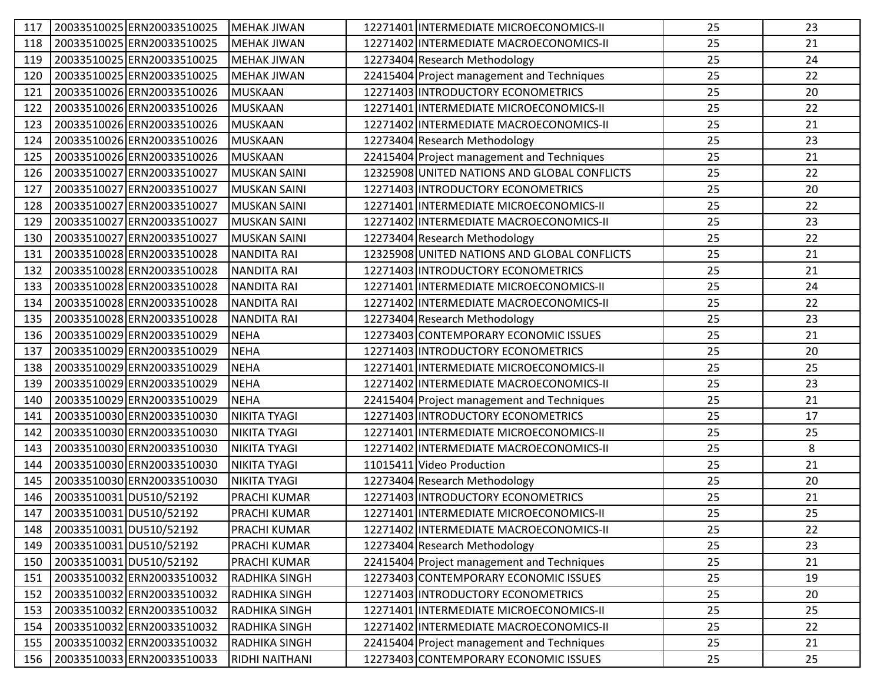| 117 | 20033510025 | ERN20033510025 | MEHAK JIWAN | 12271401 | INTERMEDIATE MICROECONOMICS-II | 25 | 23 |
|---|---|---|---|---|---|---|---|
| 118 | 20033510025 | ERN20033510025 | MEHAK JIWAN | 12271402 | INTERMEDIATE MACROECONOMICS-II | 25 | 21 |
| 119 | 20033510025 | ERN20033510025 | MEHAK JIWAN | 12273404 | Research Methodology | 25 | 24 |
| 120 | 20033510025 | ERN20033510025 | MEHAK JIWAN | 22415404 | Project management and Techniques | 25 | 22 |
| 121 | 20033510026 | ERN20033510026 | MUSKAAN | 12271403 | INTRODUCTORY ECONOMETRICS | 25 | 20 |
| 122 | 20033510026 | ERN20033510026 | MUSKAAN | 12271401 | INTERMEDIATE MICROECONOMICS-II | 25 | 22 |
| 123 | 20033510026 | ERN20033510026 | MUSKAAN | 12271402 | INTERMEDIATE MACROECONOMICS-II | 25 | 21 |
| 124 | 20033510026 | ERN20033510026 | MUSKAAN | 12273404 | Research Methodology | 25 | 23 |
| 125 | 20033510026 | ERN20033510026 | MUSKAAN | 22415404 | Project management and Techniques | 25 | 21 |
| 126 | 20033510027 | ERN20033510027 | MUSKAN SAINI | 12325908 | UNITED NATIONS AND GLOBAL CONFLICTS | 25 | 22 |
| 127 | 20033510027 | ERN20033510027 | MUSKAN SAINI | 12271403 | INTRODUCTORY ECONOMETRICS | 25 | 20 |
| 128 | 20033510027 | ERN20033510027 | MUSKAN SAINI | 12271401 | INTERMEDIATE MICROECONOMICS-II | 25 | 22 |
| 129 | 20033510027 | ERN20033510027 | MUSKAN SAINI | 12271402 | INTERMEDIATE MACROECONOMICS-II | 25 | 23 |
| 130 | 20033510027 | ERN20033510027 | MUSKAN SAINI | 12273404 | Research Methodology | 25 | 22 |
| 131 | 20033510028 | ERN20033510028 | NANDITA RAI | 12325908 | UNITED NATIONS AND GLOBAL CONFLICTS | 25 | 21 |
| 132 | 20033510028 | ERN20033510028 | NANDITA RAI | 12271403 | INTRODUCTORY ECONOMETRICS | 25 | 21 |
| 133 | 20033510028 | ERN20033510028 | NANDITA RAI | 12271401 | INTERMEDIATE MICROECONOMICS-II | 25 | 24 |
| 134 | 20033510028 | ERN20033510028 | NANDITA RAI | 12271402 | INTERMEDIATE MACROECONOMICS-II | 25 | 22 |
| 135 | 20033510028 | ERN20033510028 | NANDITA RAI | 12273404 | Research Methodology | 25 | 23 |
| 136 | 20033510029 | ERN20033510029 | NEHA | 12273403 | CONTEMPORARY ECONOMIC ISSUES | 25 | 21 |
| 137 | 20033510029 | ERN20033510029 | NEHA | 12271403 | INTRODUCTORY ECONOMETRICS | 25 | 20 |
| 138 | 20033510029 | ERN20033510029 | NEHA | 12271401 | INTERMEDIATE MICROECONOMICS-II | 25 | 25 |
| 139 | 20033510029 | ERN20033510029 | NEHA | 12271402 | INTERMEDIATE MACROECONOMICS-II | 25 | 23 |
| 140 | 20033510029 | ERN20033510029 | NEHA | 22415404 | Project management and Techniques | 25 | 21 |
| 141 | 20033510030 | ERN20033510030 | NIKITA TYAGI | 12271403 | INTRODUCTORY ECONOMETRICS | 25 | 17 |
| 142 | 20033510030 | ERN20033510030 | NIKITA TYAGI | 12271401 | INTERMEDIATE MICROECONOMICS-II | 25 | 25 |
| 143 | 20033510030 | ERN20033510030 | NIKITA TYAGI | 12271402 | INTERMEDIATE MACROECONOMICS-II | 25 | 8 |
| 144 | 20033510030 | ERN20033510030 | NIKITA TYAGI | 11015411 | Video Production | 25 | 21 |
| 145 | 20033510030 | ERN20033510030 | NIKITA TYAGI | 12273404 | Research Methodology | 25 | 20 |
| 146 | 20033510031 | DU510/52192 | PRACHI KUMAR | 12271403 | INTRODUCTORY ECONOMETRICS | 25 | 21 |
| 147 | 20033510031 | DU510/52192 | PRACHI KUMAR | 12271401 | INTERMEDIATE MICROECONOMICS-II | 25 | 25 |
| 148 | 20033510031 | DU510/52192 | PRACHI KUMAR | 12271402 | INTERMEDIATE MACROECONOMICS-II | 25 | 22 |
| 149 | 20033510031 | DU510/52192 | PRACHI KUMAR | 12273404 | Research Methodology | 25 | 23 |
| 150 | 20033510031 | DU510/52192 | PRACHI KUMAR | 22415404 | Project management and Techniques | 25 | 21 |
| 151 | 20033510032 | ERN20033510032 | RADHIKA SINGH | 12273403 | CONTEMPORARY ECONOMIC ISSUES | 25 | 19 |
| 152 | 20033510032 | ERN20033510032 | RADHIKA SINGH | 12271403 | INTRODUCTORY ECONOMETRICS | 25 | 20 |
| 153 | 20033510032 | ERN20033510032 | RADHIKA SINGH | 12271401 | INTERMEDIATE MICROECONOMICS-II | 25 | 25 |
| 154 | 20033510032 | ERN20033510032 | RADHIKA SINGH | 12271402 | INTERMEDIATE MACROECONOMICS-II | 25 | 22 |
| 155 | 20033510032 | ERN20033510032 | RADHIKA SINGH | 22415404 | Project management and Techniques | 25 | 21 |
| 156 | 20033510033 | ERN20033510033 | RIDHI NAITHANI | 12273403 | CONTEMPORARY ECONOMIC ISSUES | 25 | 25 |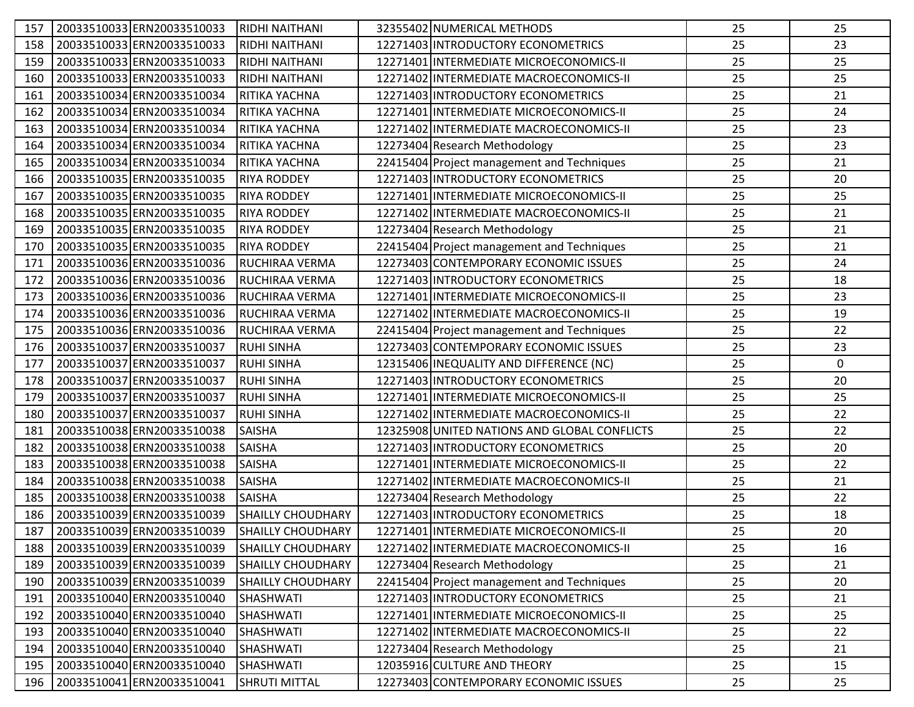| 157 | 20033510033 | ERN20033510033 | RIDHI NAITHANI | 32355402 | NUMERICAL METHODS | 25 | 25 |
|---|---|---|---|---|---|---|---|
| 158 | 20033510033 | ERN20033510033 | RIDHI NAITHANI | 12271403 | INTRODUCTORY ECONOMETRICS | 25 | 23 |
| 159 | 20033510033 | ERN20033510033 | RIDHI NAITHANI | 12271401 | INTERMEDIATE MICROECONOMICS-II | 25 | 25 |
| 160 | 20033510033 | ERN20033510033 | RIDHI NAITHANI | 12271402 | INTERMEDIATE MACROECONOMICS-II | 25 | 25 |
| 161 | 20033510034 | ERN20033510034 | RITIKA YACHNA | 12271403 | INTRODUCTORY ECONOMETRICS | 25 | 21 |
| 162 | 20033510034 | ERN20033510034 | RITIKA YACHNA | 12271401 | INTERMEDIATE MICROECONOMICS-II | 25 | 24 |
| 163 | 20033510034 | ERN20033510034 | RITIKA YACHNA | 12271402 | INTERMEDIATE MACROECONOMICS-II | 25 | 23 |
| 164 | 20033510034 | ERN20033510034 | RITIKA YACHNA | 12273404 | Research Methodology | 25 | 23 |
| 165 | 20033510034 | ERN20033510034 | RITIKA YACHNA | 22415404 | Project management and Techniques | 25 | 21 |
| 166 | 20033510035 | ERN20033510035 | RIYA RODDEY | 12271403 | INTRODUCTORY ECONOMETRICS | 25 | 20 |
| 167 | 20033510035 | ERN20033510035 | RIYA RODDEY | 12271401 | INTERMEDIATE MICROECONOMICS-II | 25 | 25 |
| 168 | 20033510035 | ERN20033510035 | RIYA RODDEY | 12271402 | INTERMEDIATE MACROECONOMICS-II | 25 | 21 |
| 169 | 20033510035 | ERN20033510035 | RIYA RODDEY | 12273404 | Research Methodology | 25 | 21 |
| 170 | 20033510035 | ERN20033510035 | RIYA RODDEY | 22415404 | Project management and Techniques | 25 | 21 |
| 171 | 20033510036 | ERN20033510036 | RUCHIRAA VERMA | 12273403 | CONTEMPORARY ECONOMIC ISSUES | 25 | 24 |
| 172 | 20033510036 | ERN20033510036 | RUCHIRAA VERMA | 12271403 | INTRODUCTORY ECONOMETRICS | 25 | 18 |
| 173 | 20033510036 | ERN20033510036 | RUCHIRAA VERMA | 12271401 | INTERMEDIATE MICROECONOMICS-II | 25 | 23 |
| 174 | 20033510036 | ERN20033510036 | RUCHIRAA VERMA | 12271402 | INTERMEDIATE MACROECONOMICS-II | 25 | 19 |
| 175 | 20033510036 | ERN20033510036 | RUCHIRAA VERMA | 22415404 | Project management and Techniques | 25 | 22 |
| 176 | 20033510037 | ERN20033510037 | RUHI SINHA | 12273403 | CONTEMPORARY ECONOMIC ISSUES | 25 | 23 |
| 177 | 20033510037 | ERN20033510037 | RUHI SINHA | 12315406 | INEQUALITY AND DIFFERENCE (NC) | 25 | 0 |
| 178 | 20033510037 | ERN20033510037 | RUHI SINHA | 12271403 | INTRODUCTORY ECONOMETRICS | 25 | 20 |
| 179 | 20033510037 | ERN20033510037 | RUHI SINHA | 12271401 | INTERMEDIATE MICROECONOMICS-II | 25 | 25 |
| 180 | 20033510037 | ERN20033510037 | RUHI SINHA | 12271402 | INTERMEDIATE MACROECONOMICS-II | 25 | 22 |
| 181 | 20033510038 | ERN20033510038 | SAISHA | 12325908 | UNITED NATIONS AND GLOBAL CONFLICTS | 25 | 22 |
| 182 | 20033510038 | ERN20033510038 | SAISHA | 12271403 | INTRODUCTORY ECONOMETRICS | 25 | 20 |
| 183 | 20033510038 | ERN20033510038 | SAISHA | 12271401 | INTERMEDIATE MICROECONOMICS-II | 25 | 22 |
| 184 | 20033510038 | ERN20033510038 | SAISHA | 12271402 | INTERMEDIATE MACROECONOMICS-II | 25 | 21 |
| 185 | 20033510038 | ERN20033510038 | SAISHA | 12273404 | Research Methodology | 25 | 22 |
| 186 | 20033510039 | ERN20033510039 | SHAILLY CHOUDHARY | 12271403 | INTRODUCTORY ECONOMETRICS | 25 | 18 |
| 187 | 20033510039 | ERN20033510039 | SHAILLY CHOUDHARY | 12271401 | INTERMEDIATE MICROECONOMICS-II | 25 | 20 |
| 188 | 20033510039 | ERN20033510039 | SHAILLY CHOUDHARY | 12271402 | INTERMEDIATE MACROECONOMICS-II | 25 | 16 |
| 189 | 20033510039 | ERN20033510039 | SHAILLY CHOUDHARY | 12273404 | Research Methodology | 25 | 21 |
| 190 | 20033510039 | ERN20033510039 | SHAILLY CHOUDHARY | 22415404 | Project management and Techniques | 25 | 20 |
| 191 | 20033510040 | ERN20033510040 | SHASHWATI | 12271403 | INTRODUCTORY ECONOMETRICS | 25 | 21 |
| 192 | 20033510040 | ERN20033510040 | SHASHWATI | 12271401 | INTERMEDIATE MICROECONOMICS-II | 25 | 25 |
| 193 | 20033510040 | ERN20033510040 | SHASHWATI | 12271402 | INTERMEDIATE MACROECONOMICS-II | 25 | 22 |
| 194 | 20033510040 | ERN20033510040 | SHASHWATI | 12273404 | Research Methodology | 25 | 21 |
| 195 | 20033510040 | ERN20033510040 | SHASHWATI | 12035916 | CULTURE AND THEORY | 25 | 15 |
| 196 | 20033510041 | ERN20033510041 | SHRUTI MITTAL | 12273403 | CONTEMPORARY ECONOMIC ISSUES | 25 | 25 |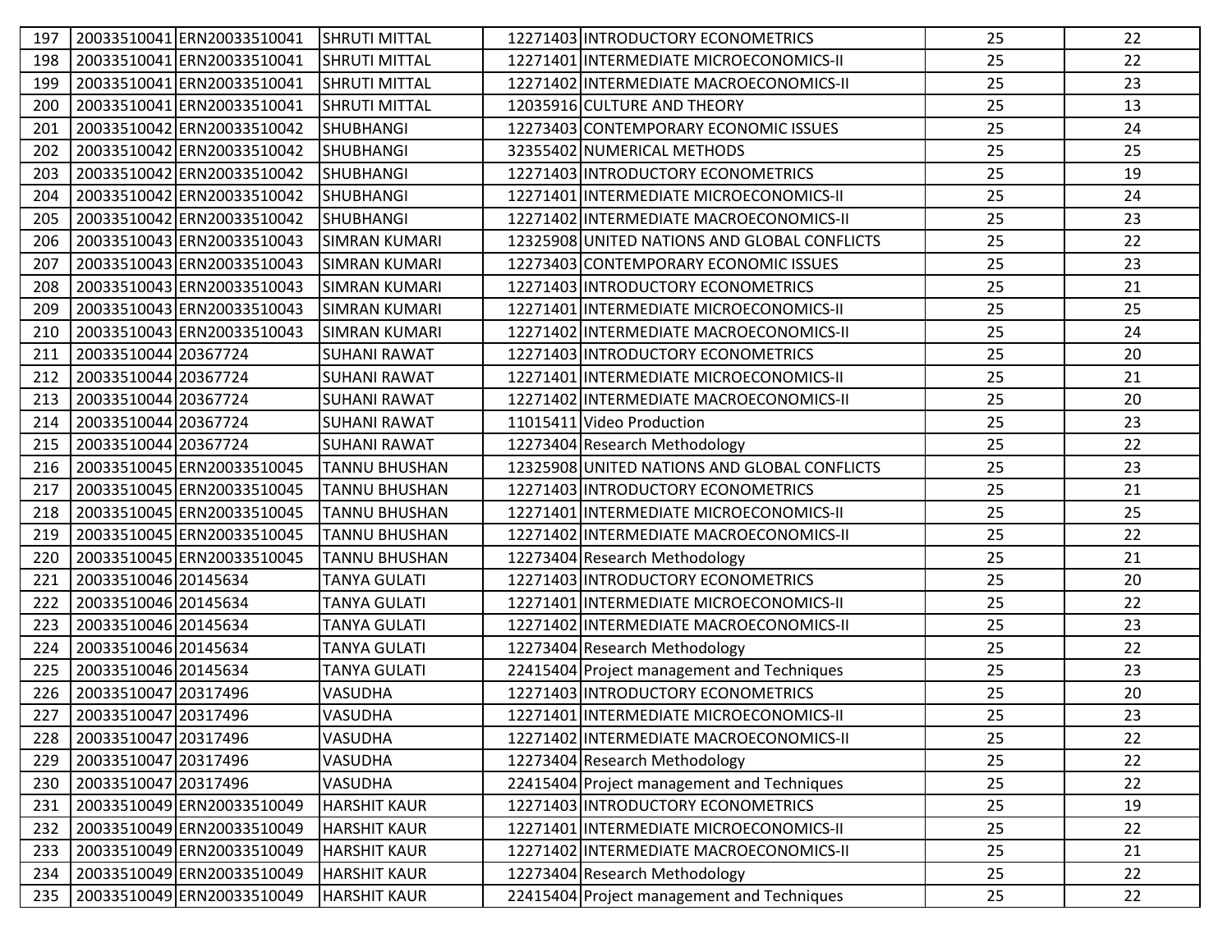| | | | | | | | |
|---|---|---|---|---|---|---|---|
| 197 | 20033510041 | ERN20033510041 | SHRUTI MITTAL | 12271403 | INTRODUCTORY ECONOMETRICS | 25 | 22 |
| 198 | 20033510041 | ERN20033510041 | SHRUTI MITTAL | 12271401 | INTERMEDIATE MICROECONOMICS-II | 25 | 22 |
| 199 | 20033510041 | ERN20033510041 | SHRUTI MITTAL | 12271402 | INTERMEDIATE MACROECONOMICS-II | 25 | 23 |
| 200 | 20033510041 | ERN20033510041 | SHRUTI MITTAL | 12035916 | CULTURE AND THEORY | 25 | 13 |
| 201 | 20033510042 | ERN20033510042 | SHUBHANGI | 12273403 | CONTEMPORARY ECONOMIC ISSUES | 25 | 24 |
| 202 | 20033510042 | ERN20033510042 | SHUBHANGI | 32355402 | NUMERICAL METHODS | 25 | 25 |
| 203 | 20033510042 | ERN20033510042 | SHUBHANGI | 12271403 | INTRODUCTORY ECONOMETRICS | 25 | 19 |
| 204 | 20033510042 | ERN20033510042 | SHUBHANGI | 12271401 | INTERMEDIATE MICROECONOMICS-II | 25 | 24 |
| 205 | 20033510042 | ERN20033510042 | SHUBHANGI | 12271402 | INTERMEDIATE MACROECONOMICS-II | 25 | 23 |
| 206 | 20033510043 | ERN20033510043 | SIMRAN KUMARI | 12325908 | UNITED NATIONS AND GLOBAL CONFLICTS | 25 | 22 |
| 207 | 20033510043 | ERN20033510043 | SIMRAN KUMARI | 12273403 | CONTEMPORARY ECONOMIC ISSUES | 25 | 23 |
| 208 | 20033510043 | ERN20033510043 | SIMRAN KUMARI | 12271403 | INTRODUCTORY ECONOMETRICS | 25 | 21 |
| 209 | 20033510043 | ERN20033510043 | SIMRAN KUMARI | 12271401 | INTERMEDIATE MICROECONOMICS-II | 25 | 25 |
| 210 | 20033510043 | ERN20033510043 | SIMRAN KUMARI | 12271402 | INTERMEDIATE MACROECONOMICS-II | 25 | 24 |
| 211 | 20033510044 | 20367724 | SUHANI RAWAT | 12271403 | INTRODUCTORY ECONOMETRICS | 25 | 20 |
| 212 | 20033510044 | 20367724 | SUHANI RAWAT | 12271401 | INTERMEDIATE MICROECONOMICS-II | 25 | 21 |
| 213 | 20033510044 | 20367724 | SUHANI RAWAT | 12271402 | INTERMEDIATE MACROECONOMICS-II | 25 | 20 |
| 214 | 20033510044 | 20367724 | SUHANI RAWAT | 11015411 | Video Production | 25 | 23 |
| 215 | 20033510044 | 20367724 | SUHANI RAWAT | 12273404 | Research Methodology | 25 | 22 |
| 216 | 20033510045 | ERN20033510045 | TANNU BHUSHAN | 12325908 | UNITED NATIONS AND GLOBAL CONFLICTS | 25 | 23 |
| 217 | 20033510045 | ERN20033510045 | TANNU BHUSHAN | 12271403 | INTRODUCTORY ECONOMETRICS | 25 | 21 |
| 218 | 20033510045 | ERN20033510045 | TANNU BHUSHAN | 12271401 | INTERMEDIATE MICROECONOMICS-II | 25 | 25 |
| 219 | 20033510045 | ERN20033510045 | TANNU BHUSHAN | 12271402 | INTERMEDIATE MACROECONOMICS-II | 25 | 22 |
| 220 | 20033510045 | ERN20033510045 | TANNU BHUSHAN | 12273404 | Research Methodology | 25 | 21 |
| 221 | 20033510046 | 20145634 | TANYA GULATI | 12271403 | INTRODUCTORY ECONOMETRICS | 25 | 20 |
| 222 | 20033510046 | 20145634 | TANYA GULATI | 12271401 | INTERMEDIATE MICROECONOMICS-II | 25 | 22 |
| 223 | 20033510046 | 20145634 | TANYA GULATI | 12271402 | INTERMEDIATE MACROECONOMICS-II | 25 | 23 |
| 224 | 20033510046 | 20145634 | TANYA GULATI | 12273404 | Research Methodology | 25 | 22 |
| 225 | 20033510046 | 20145634 | TANYA GULATI | 22415404 | Project management and Techniques | 25 | 23 |
| 226 | 20033510047 | 20317496 | VASUDHA | 12271403 | INTRODUCTORY ECONOMETRICS | 25 | 20 |
| 227 | 20033510047 | 20317496 | VASUDHA | 12271401 | INTERMEDIATE MICROECONOMICS-II | 25 | 23 |
| 228 | 20033510047 | 20317496 | VASUDHA | 12271402 | INTERMEDIATE MACROECONOMICS-II | 25 | 22 |
| 229 | 20033510047 | 20317496 | VASUDHA | 12273404 | Research Methodology | 25 | 22 |
| 230 | 20033510047 | 20317496 | VASUDHA | 22415404 | Project management and Techniques | 25 | 22 |
| 231 | 20033510049 | ERN20033510049 | HARSHIT KAUR | 12271403 | INTRODUCTORY ECONOMETRICS | 25 | 19 |
| 232 | 20033510049 | ERN20033510049 | HARSHIT KAUR | 12271401 | INTERMEDIATE MICROECONOMICS-II | 25 | 22 |
| 233 | 20033510049 | ERN20033510049 | HARSHIT KAUR | 12271402 | INTERMEDIATE MACROECONOMICS-II | 25 | 21 |
| 234 | 20033510049 | ERN20033510049 | HARSHIT KAUR | 12273404 | Research Methodology | 25 | 22 |
| 235 | 20033510049 | ERN20033510049 | HARSHIT KAUR | 22415404 | Project management and Techniques | 25 | 22 |